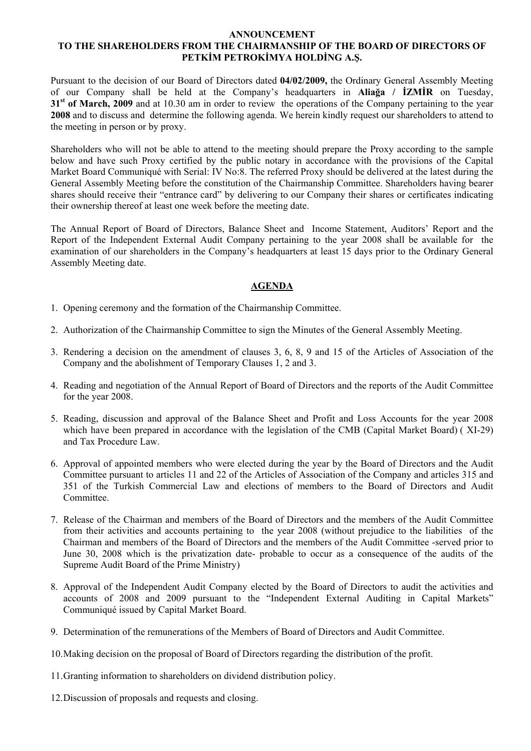**ANNOUNCEMENT**
**TO THE SHAREHOLDERS FROM THE CHAIRMANSHIP OF THE BOARD OF DIRECTORS OF PETKİM PETROKİMYA HOLDİNG A.Ş.**

Pursuant to the decision of our Board of Directors dated **04/02/2009,** the Ordinary General Assembly Meeting of our Company shall be held at the Company's headquarters in **Aliağa / İZMİR** on Tuesday, **31st of March, 2009** and at 10.30 am in order to review the operations of the Company pertaining to the year **2008** and to discuss and determine the following agenda. We herein kindly request our shareholders to attend to the meeting in person or by proxy.

Shareholders who will not be able to attend to the meeting should prepare the Proxy according to the sample below and have such Proxy certified by the public notary in accordance with the provisions of the Capital Market Board Communiqué with Serial: IV No:8. The referred Proxy should be delivered at the latest during the General Assembly Meeting before the constitution of the Chairmanship Committee. Shareholders having bearer shares should receive their "entrance card" by delivering to our Company their shares or certificates indicating their ownership thereof at least one week before the meeting date.

The Annual Report of Board of Directors, Balance Sheet and Income Statement, Auditors' Report and the Report of the Independent External Audit Company pertaining to the year 2008 shall be available for the examination of our shareholders in the Company's headquarters at least 15 days prior to the Ordinary General Assembly Meeting date.

**AGENDA**

1. Opening ceremony and the formation of the Chairmanship Committee.
2. Authorization of the Chairmanship Committee to sign the Minutes of the General Assembly Meeting.
3. Rendering a decision on the amendment of clauses 3, 6, 8, 9 and 15 of the Articles of Association of the Company and the abolishment of Temporary Clauses 1, 2 and 3.
4. Reading and negotiation of the Annual Report of Board of Directors and the reports of the Audit Committee for the year 2008.
5. Reading, discussion and approval of the Balance Sheet and Profit and Loss Accounts for the year 2008 which have been prepared in accordance with the legislation of the CMB (Capital Market Board) ( XI-29) and Tax Procedure Law.
6. Approval of appointed members who were elected during the year by the Board of Directors and the Audit Committee pursuant to articles 11 and 22 of the Articles of Association of the Company and articles 315 and 351 of the Turkish Commercial Law and elections of members to the Board of Directors and Audit Committee.
7. Release of the Chairman and members of the Board of Directors and the members of the Audit Committee from their activities and accounts pertaining to the year 2008 (without prejudice to the liabilities of the Chairman and members of the Board of Directors and the members of the Audit Committee -served prior to June 30, 2008 which is the privatization date- probable to occur as a consequence of the audits of the Supreme Audit Board of the Prime Ministry)
8. Approval of the Independent Audit Company elected by the Board of Directors to audit the activities and accounts of 2008 and 2009 pursuant to the "Independent External Auditing in Capital Markets" Communiqué issued by Capital Market Board.
9. Determination of the remunerations of the Members of Board of Directors and Audit Committee.
10. Making decision on the proposal of Board of Directors regarding the distribution of the profit.
11. Granting information to shareholders on dividend distribution policy.
12. Discussion of proposals and requests and closing.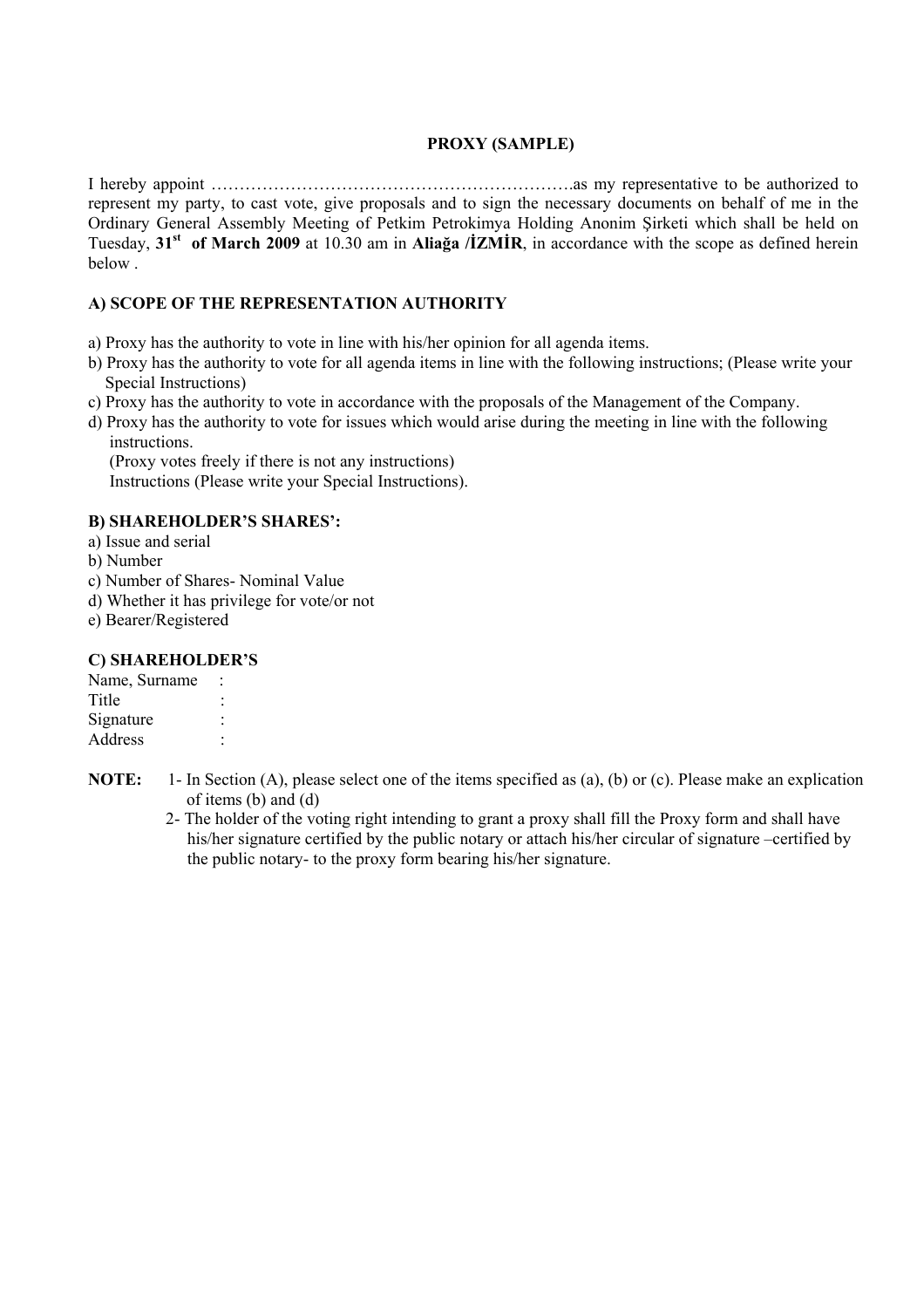# PROXY (SAMPLE)

I hereby appoint ……………………………………………………….as my representative to be authorized to represent my party, to cast vote, give proposals and to sign the necessary documents on behalf of me in the Ordinary General Assembly Meeting of Petkim Petrokimya Holding Anonim Şirketi which shall be held on Tuesday, **31st of March 2009** at 10.30 am in **Aliağa /İZMİR**, in accordance with the scope as defined herein below .

## A) SCOPE OF THE REPRESENTATION AUTHORITY

a) Proxy has the authority to vote in line with his/her opinion for all agenda items.
b) Proxy has the authority to vote for all agenda items in line with the following instructions; (Please write your Special Instructions)
c) Proxy has the authority to vote in accordance with the proposals of the Management of the Company.
d) Proxy has the authority to vote for issues which would arise during the meeting in line with the following instructions.
(Proxy votes freely if there is not any instructions)
Instructions (Please write your Special Instructions).

## B) SHAREHOLDER'S SHARES':

a) Issue and serial
b) Number
c) Number of Shares- Nominal Value
d) Whether it has privilege for vote/or not
e) Bearer/Registered

## C) SHAREHOLDER'S

Name, Surname :
Title :
Signature :
Address :

**NOTE:** 1- In Section (A), please select one of the items specified as (a), (b) or (c). Please make an explication of items (b) and (d)
2- The holder of the voting right intending to grant a proxy shall fill the Proxy form and shall have his/her signature certified by the public notary or attach his/her circular of signature –certified by the public notary- to the proxy form bearing his/her signature.